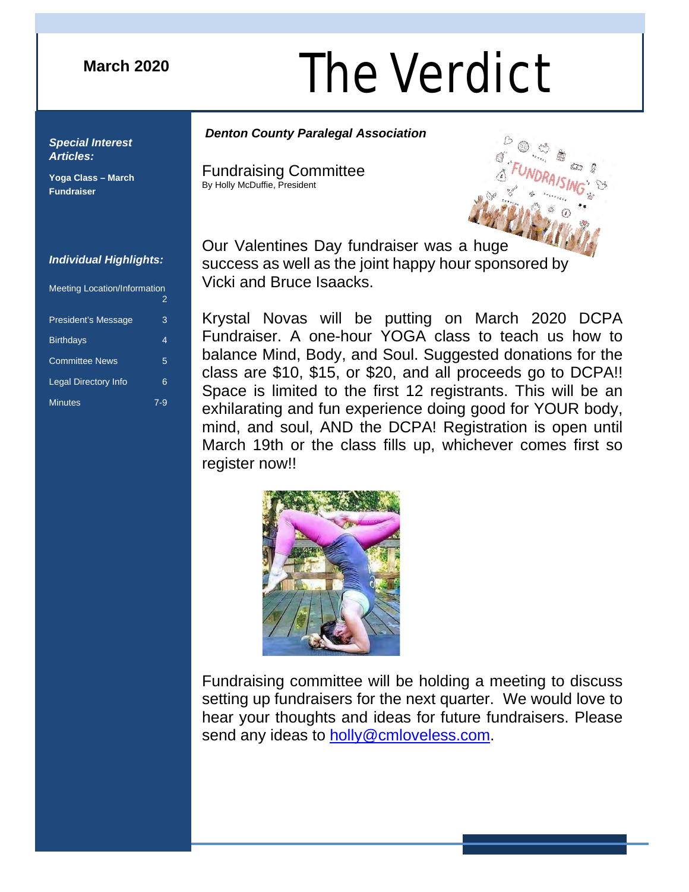**March 2020**

# The Verdict

***Denton County Paralegal Association***

***Special Interest Articles:***

**Yoga Class – March Fundraiser**

***Individual Highlights:***

| | |
|---|---|
| Meeting Location/Information | 2 |
| President's Message | 3 |
| Birthdays | 4 |
| Committee News | 5 |
| Legal Directory Info | 6 |
| Minutes | 7-9 |

## Fundraising Committee

By Holly McDuffie, President

Our Valentines Day fundraiser was a huge success as well as the joint happy hour sponsored by Vicki and Bruce Isaacks.

Krystal Novas will be putting on March 2020 DCPA Fundraiser. A one-hour YOGA class to teach us how to balance Mind, Body, and Soul. Suggested donations for the class are $10, $15, or $20, and all proceeds go to DCPA!! Space is limited to the first 12 registrants. This will be an exhilarating and fun experience doing good for YOUR body, mind, and soul, AND the DCPA! Registration is open until March 19th or the class fills up, whichever comes first so register now!!

Fundraising committee will be holding a meeting to discuss setting up fundraisers for the next quarter. We would love to hear your thoughts and ideas for future fundraisers. Please send any ideas to holly@cmloveless.com.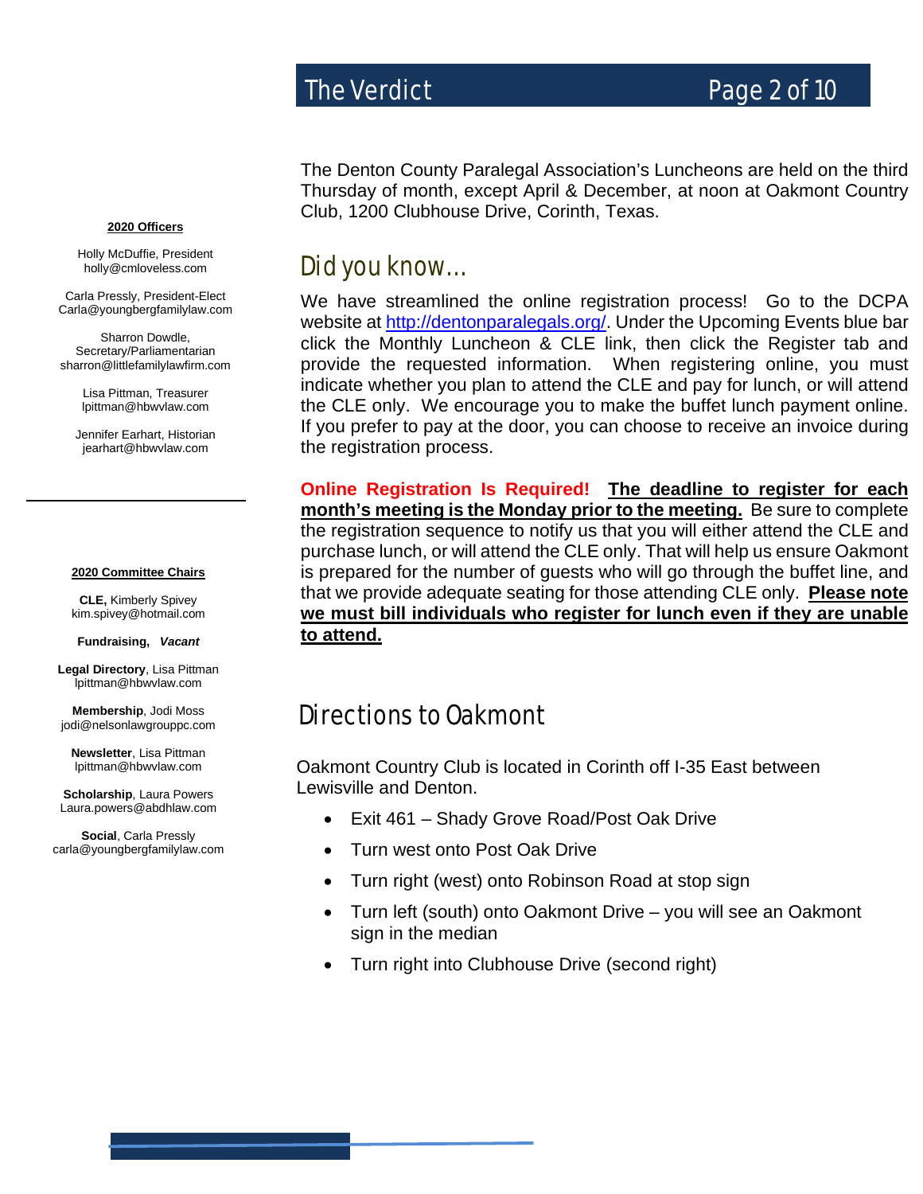The Denton County Paralegal Association's Luncheons are held on the third Thursday of month, except April & December, at noon at Oakmont Country Club, 1200 Clubhouse Drive, Corinth, Texas.

## Did you know…

We have streamlined the online registration process! Go to the DCPA website at http://dentonparalegals.org/. Under the Upcoming Events blue bar click the Monthly Luncheon & CLE link, then click the Register tab and provide the requested information. When registering online, you must indicate whether you plan to attend the CLE and pay for lunch, or will attend the CLE only. We encourage you to make the buffet lunch payment online. If you prefer to pay at the door, you can choose to receive an invoice during the registration process.

**Online Registration Is Required!** **The deadline to register for each month's meeting is the Monday prior to the meeting.** Be sure to complete the registration sequence to notify us that you will either attend the CLE and purchase lunch, or will attend the CLE only. That will help us ensure Oakmont is prepared for the number of guests who will go through the buffet line, and that we provide adequate seating for those attending CLE only. **Please note we must bill individuals who register for lunch even if they are unable to attend.**

## Directions to Oakmont

Oakmont Country Club is located in Corinth off I-35 East between Lewisville and Denton.

- Exit 461 – Shady Grove Road/Post Oak Drive
- Turn west onto Post Oak Drive
- Turn right (west) onto Robinson Road at stop sign
- Turn left (south) onto Oakmont Drive – you will see an Oakmont sign in the median
- Turn right into Clubhouse Drive (second right)

**2020 Officers**

Holly McDuffie, President
holly@cmloveless.com

Carla Pressly, President-Elect
Carla@youngbergfamilylaw.com

Sharron Dowdle, Secretary/Parliamentarian
sharron@littlefamilylawfirm.com

Lisa Pittman, Treasurer
lpittman@hbwvlaw.com

Jennifer Earhart, Historian
jearhart@hbwvlaw.com

**2020 Committee Chairs**

**CLE,** Kimberly Spivey
kim.spivey@hotmail.com

**Fundraising,** ***Vacant***

**Legal Directory**, Lisa Pittman
lpittman@hbwvlaw.com

**Membership**, Jodi Moss
jodi@nelsonlawgrouppc.com

**Newsletter**, Lisa Pittman
lpittman@hbwvlaw.com

**Scholarship**, Laura Powers
Laura.powers@abdhlaw.com

**Social**, Carla Pressly
carla@youngbergfamilylaw.com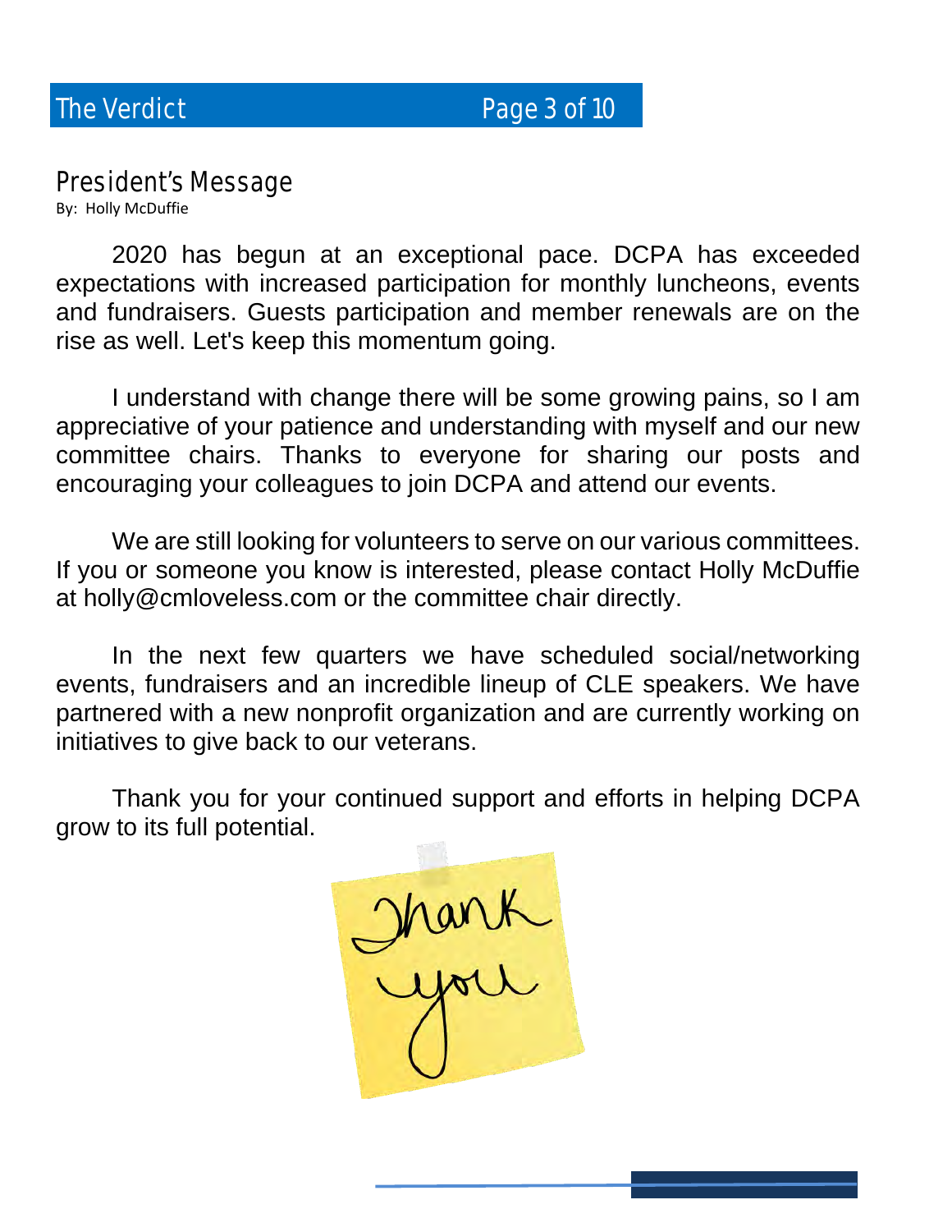## President's Message

By: Holly McDuffie

2020 has begun at an exceptional pace. DCPA has exceeded expectations with increased participation for monthly luncheons, events and fundraisers. Guests participation and member renewals are on the rise as well. Let's keep this momentum going.

I understand with change there will be some growing pains, so I am appreciative of your patience and understanding with myself and our new committee chairs. Thanks to everyone for sharing our posts and encouraging your colleagues to join DCPA and attend our events.

We are still looking for volunteers to serve on our various committees. If you or someone you know is interested, please contact Holly McDuffie at holly@cmloveless.com or the committee chair directly.

In the next few quarters we have scheduled social/networking events, fundraisers and an incredible lineup of CLE speakers. We have partnered with a new nonprofit organization and are currently working on initiatives to give back to our veterans.

Thank you for your continued support and efforts in helping DCPA grow to its full potential.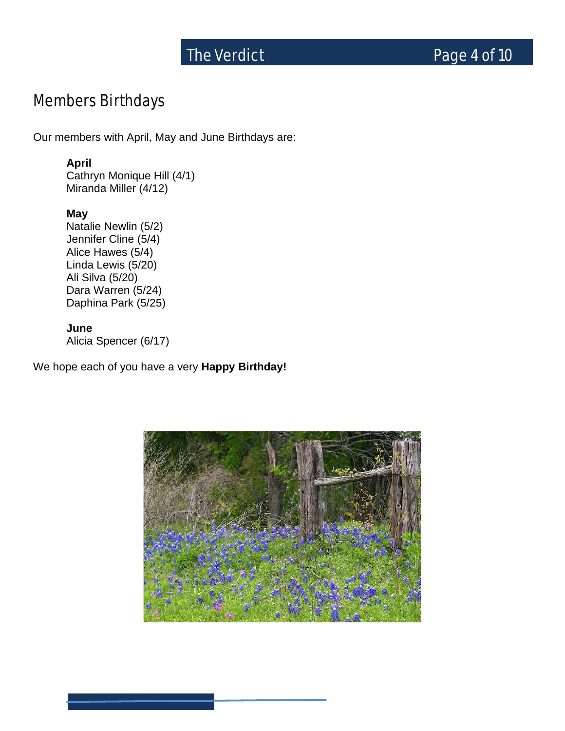## Members Birthdays

Our members with April, May and June Birthdays are:

**April**
Cathryn Monique Hill (4/1)
Miranda Miller (4/12)

**May**
Natalie Newlin (5/2)
Jennifer Cline (5/4)
Alice Hawes (5/4)
Linda Lewis (5/20)
Ali Silva (5/20)
Dara Warren (5/24)
Daphina Park (5/25)

**June**
Alicia Spencer (6/17)

We hope each of you have a very **Happy Birthday!**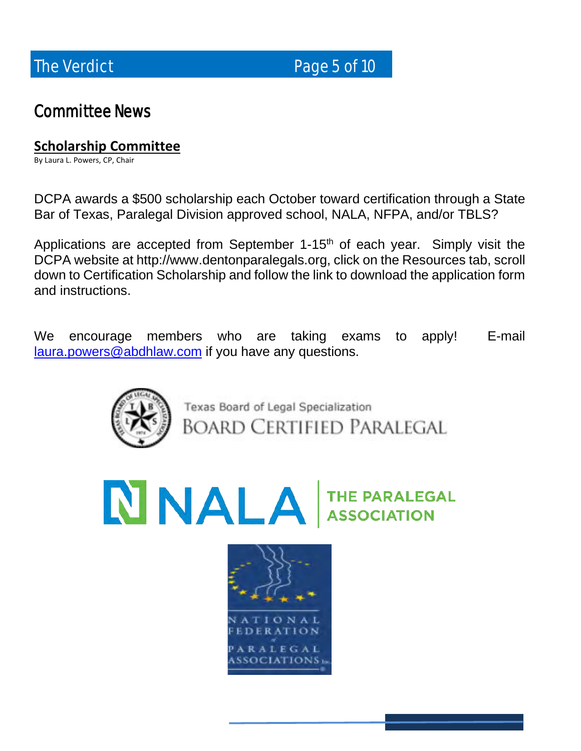# Committee News

## Scholarship Committee

By Laura L. Powers, CP, Chair

DCPA awards a $500 scholarship each October toward certification through a State Bar of Texas, Paralegal Division approved school, NALA, NFPA, and/or TBLS?

Applications are accepted from September 1-15th of each year. Simply visit the DCPA website at http://www.dentonparalegals.org, click on the Resources tab, scroll down to Certification Scholarship and follow the link to download the application form and instructions.

We encourage members who are taking exams to apply! E-mail laura.powers@abdhlaw.com if you have any questions.

Texas Board of Legal Specialization
BOARD CERTIFIED PARALEGAL

NALA THE PARALEGAL ASSOCIATION

NATIONAL FEDERATION of PARALEGAL ASSOCIATIONS Inc.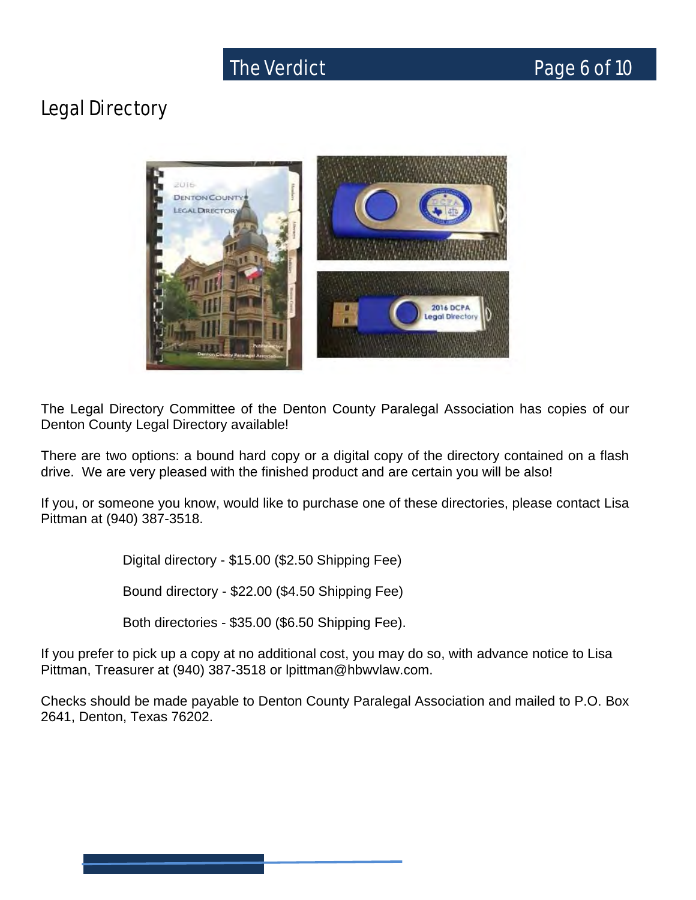## Legal Directory

The Legal Directory Committee of the Denton County Paralegal Association has copies of our Denton County Legal Directory available!

There are two options: a bound hard copy or a digital copy of the directory contained on a flash drive. We are very pleased with the finished product and are certain you will be also!

If you, or someone you know, would like to purchase one of these directories, please contact Lisa Pittman at (940) 387-3518.

Digital directory - $15.00 ($2.50 Shipping Fee)

Bound directory - $22.00 ($4.50 Shipping Fee)

Both directories - $35.00 ($6.50 Shipping Fee).

If you prefer to pick up a copy at no additional cost, you may do so, with advance notice to Lisa Pittman, Treasurer at (940) 387-3518 or lpittman@hbwvlaw.com.

Checks should be made payable to Denton County Paralegal Association and mailed to P.O. Box 2641, Denton, Texas 76202.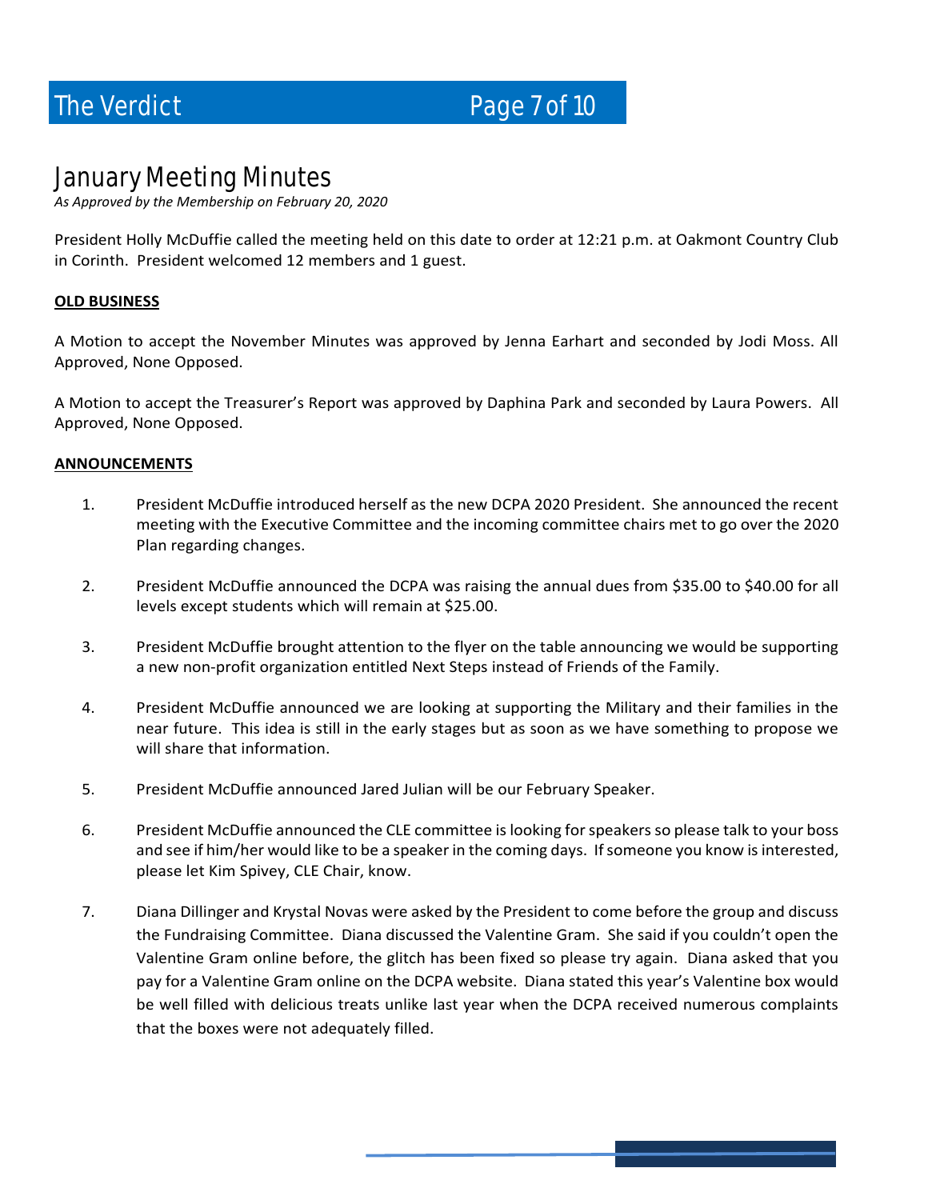# January Meeting Minutes

*As Approved by the Membership on February 20, 2020*

President Holly McDuffie called the meeting held on this date to order at 12:21 p.m. at Oakmont Country Club in Corinth. President welcomed 12 members and 1 guest.

**OLD BUSINESS**

A Motion to accept the November Minutes was approved by Jenna Earhart and seconded by Jodi Moss. All Approved, None Opposed.

A Motion to accept the Treasurer's Report was approved by Daphina Park and seconded by Laura Powers. All Approved, None Opposed.

**ANNOUNCEMENTS**

1. President McDuffie introduced herself as the new DCPA 2020 President. She announced the recent meeting with the Executive Committee and the incoming committee chairs met to go over the 2020 Plan regarding changes.

2. President McDuffie announced the DCPA was raising the annual dues from $35.00 to $40.00 for all levels except students which will remain at $25.00.

3. President McDuffie brought attention to the flyer on the table announcing we would be supporting a new non-profit organization entitled Next Steps instead of Friends of the Family.

4. President McDuffie announced we are looking at supporting the Military and their families in the near future. This idea is still in the early stages but as soon as we have something to propose we will share that information.

5. President McDuffie announced Jared Julian will be our February Speaker.

6. President McDuffie announced the CLE committee is looking for speakers so please talk to your boss and see if him/her would like to be a speaker in the coming days. If someone you know is interested, please let Kim Spivey, CLE Chair, know.

7. Diana Dillinger and Krystal Novas were asked by the President to come before the group and discuss the Fundraising Committee. Diana discussed the Valentine Gram. She said if you couldn't open the Valentine Gram online before, the glitch has been fixed so please try again. Diana asked that you pay for a Valentine Gram online on the DCPA website. Diana stated this year's Valentine box would be well filled with delicious treats unlike last year when the DCPA received numerous complaints that the boxes were not adequately filled.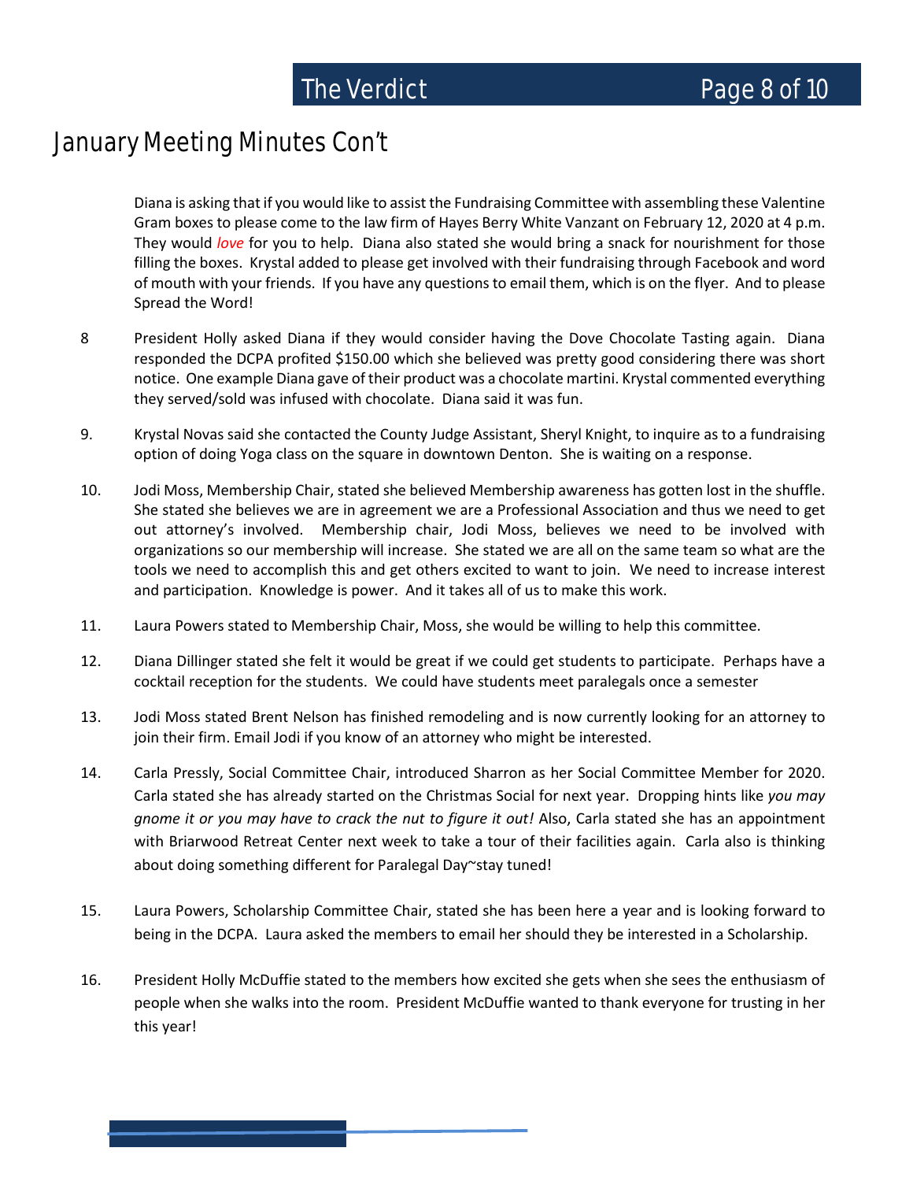# January Meeting Minutes Con't

Diana is asking that if you would like to assist the Fundraising Committee with assembling these Valentine Gram boxes to please come to the law firm of Hayes Berry White Vanzant on February 12, 2020 at 4 p.m. They would *love* for you to help. Diana also stated she would bring a snack for nourishment for those filling the boxes. Krystal added to please get involved with their fundraising through Facebook and word of mouth with your friends. If you have any questions to email them, which is on the flyer. And to please Spread the Word!

8 President Holly asked Diana if they would consider having the Dove Chocolate Tasting again. Diana responded the DCPA profited $150.00 which she believed was pretty good considering there was short notice. One example Diana gave of their product was a chocolate martini. Krystal commented everything they served/sold was infused with chocolate. Diana said it was fun.

9. Krystal Novas said she contacted the County Judge Assistant, Sheryl Knight, to inquire as to a fundraising option of doing Yoga class on the square in downtown Denton. She is waiting on a response.

10. Jodi Moss, Membership Chair, stated she believed Membership awareness has gotten lost in the shuffle. She stated she believes we are in agreement we are a Professional Association and thus we need to get out attorney's involved. Membership chair, Jodi Moss, believes we need to be involved with organizations so our membership will increase. She stated we are all on the same team so what are the tools we need to accomplish this and get others excited to want to join. We need to increase interest and participation. Knowledge is power. And it takes all of us to make this work.

11. Laura Powers stated to Membership Chair, Moss, she would be willing to help this committee.

12. Diana Dillinger stated she felt it would be great if we could get students to participate. Perhaps have a cocktail reception for the students. We could have students meet paralegals once a semester

13. Jodi Moss stated Brent Nelson has finished remodeling and is now currently looking for an attorney to join their firm. Email Jodi if you know of an attorney who might be interested.

14. Carla Pressly, Social Committee Chair, introduced Sharron as her Social Committee Member for 2020. Carla stated she has already started on the Christmas Social for next year. Dropping hints like *you may gnome it or you may have to crack the nut to figure it out!* Also, Carla stated she has an appointment with Briarwood Retreat Center next week to take a tour of their facilities again. Carla also is thinking about doing something different for Paralegal Day~stay tuned!

15. Laura Powers, Scholarship Committee Chair, stated she has been here a year and is looking forward to being in the DCPA. Laura asked the members to email her should they be interested in a Scholarship.

16. President Holly McDuffie stated to the members how excited she gets when she sees the enthusiasm of people when she walks into the room. President McDuffie wanted to thank everyone for trusting in her this year!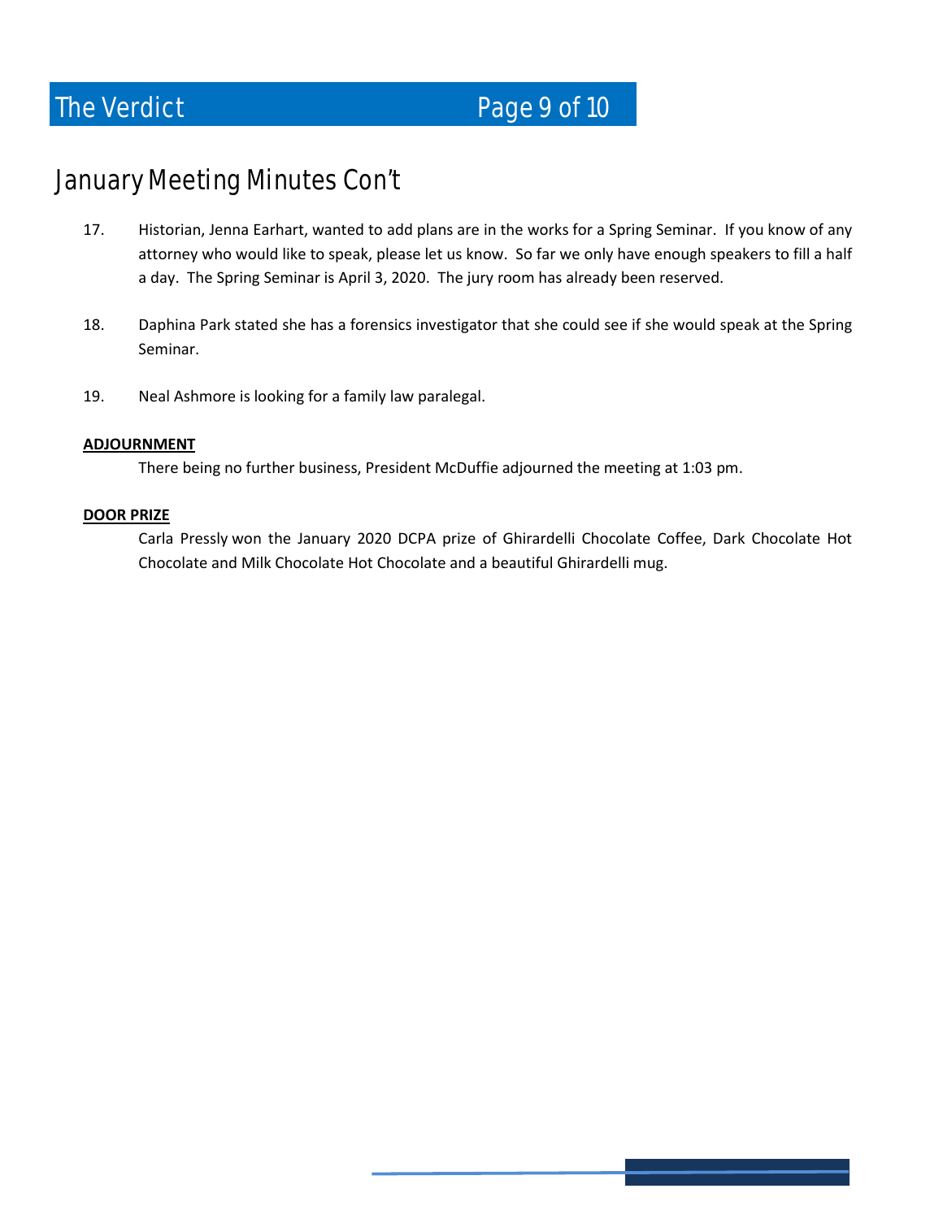# January Meeting Minutes Con't

17. Historian, Jenna Earhart, wanted to add plans are in the works for a Spring Seminar. If you know of any attorney who would like to speak, please let us know. So far we only have enough speakers to fill a half a day. The Spring Seminar is April 3, 2020. The jury room has already been reserved.

18. Daphina Park stated she has a forensics investigator that she could see if she would speak at the Spring Seminar.

19. Neal Ashmore is looking for a family law paralegal.

**ADJOURNMENT**

There being no further business, President McDuffie adjourned the meeting at 1:03 pm.

**DOOR PRIZE**

Carla Pressly won the January 2020 DCPA prize of Ghirardelli Chocolate Coffee, Dark Chocolate Hot Chocolate and Milk Chocolate Hot Chocolate and a beautiful Ghirardelli mug.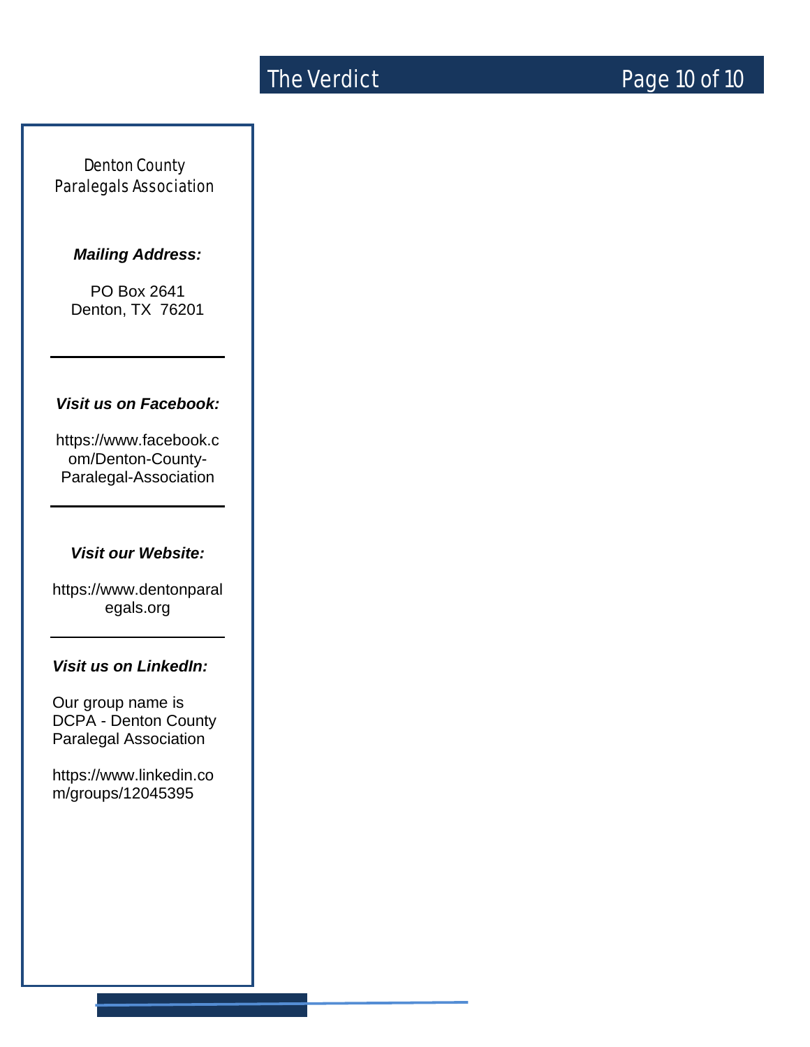Denton County
Paralegals Association

***Mailing Address:***

PO Box 2641
Denton, TX 76201

---

***Visit us on Facebook:***

https://www.facebook.com/Denton-County-Paralegal-Association

---

***Visit our Website:***

https://www.dentonparalegals.org

---

***Visit us on LinkedIn:***

Our group name is DCPA - Denton County Paralegal Association

https://www.linkedin.com/groups/12045395